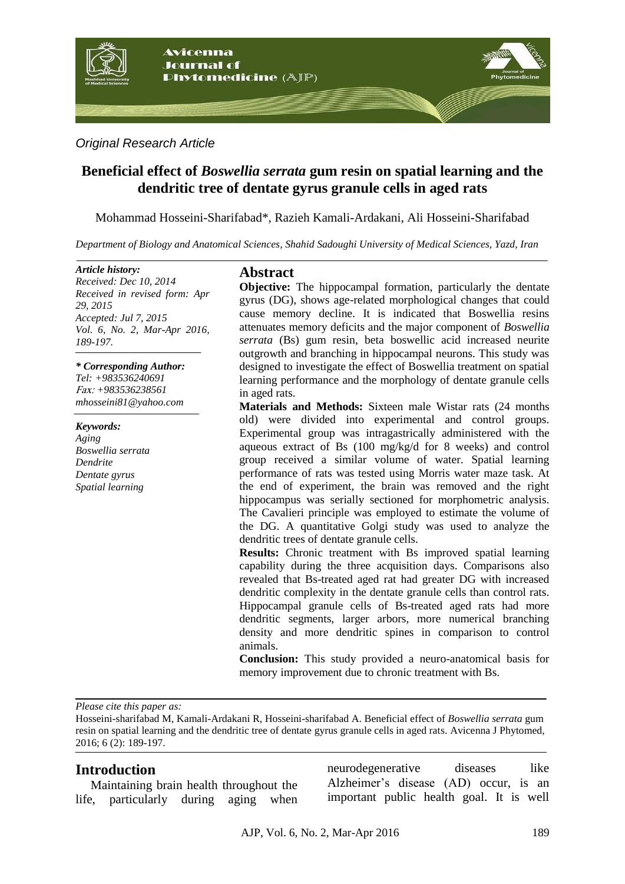*Original Research Article*

# Beneficial effect of *Boswellia serrata* gum resin on spatial learning and the dendritic tree of dentate gyrus granule cells in aged rats

Mohammad Hosseini-Sharifabad*, Razieh Kamali-Ardakani, Ali Hosseini-Sharifabad

*Department of Biology and Anatomical Sciences, Shahid Sadoughi University of Medical Sciences, Yazd, Iran*

***Article history:***
*Received: Dec 10, 2014*
*Received in revised form: Apr 29, 2015*
*Accepted: Jul 7, 2015*
*Vol. 6, No. 2, Mar-Apr 2016, 189-197.*

***\* Corresponding Author:***
*Tel: +983536240691*
*Fax: +983536238561*
*mhosseini81@yahoo.com*

***Keywords:***
*Aging*
*Boswellia serrata*
*Dendrite*
*Dentate gyrus*
*Spatial learning*

## Abstract

**Objective:** The hippocampal formation, particularly the dentate gyrus (DG), shows age-related morphological changes that could cause memory decline. It is indicated that Boswellia resins attenuates memory deficits and the major component of *Boswellia serrata* (Bs) gum resin, beta boswellic acid increased neurite outgrowth and branching in hippocampal neurons. This study was designed to investigate the effect of Boswellia treatment on spatial learning performance and the morphology of dentate granule cells in aged rats.

**Materials and Methods:** Sixteen male Wistar rats (24 months old) were divided into experimental and control groups. Experimental group was intragastrically administered with the aqueous extract of Bs (100 mg/kg/d for 8 weeks) and control group received a similar volume of water. Spatial learning performance of rats was tested using Morris water maze task. At the end of experiment, the brain was removed and the right hippocampus was serially sectioned for morphometric analysis. The Cavalieri principle was employed to estimate the volume of the DG. A quantitative Golgi study was used to analyze the dendritic trees of dentate granule cells.

**Results:** Chronic treatment with Bs improved spatial learning capability during the three acquisition days. Comparisons also revealed that Bs-treated aged rat had greater DG with increased dendritic complexity in the dentate granule cells than control rats. Hippocampal granule cells of Bs-treated aged rats had more dendritic segments, larger arbors, more numerical branching density and more dendritic spines in comparison to control animals.

**Conclusion:** This study provided a neuro-anatomical basis for memory improvement due to chronic treatment with Bs.

*Please cite this paper as:*
Hosseini-sharifabad M, Kamali-Ardakani R, Hosseini-sharifabad A. Beneficial effect of *Boswellia serrata* gum resin on spatial learning and the dendritic tree of dentate gyrus granule cells in aged rats. Avicenna J Phytomed, 2016; 6 (2): 189-197.

## Introduction

Maintaining brain health throughout the life, particularly during aging when neurodegenerative diseases like Alzheimer's disease (AD) occur, is an important public health goal. It is well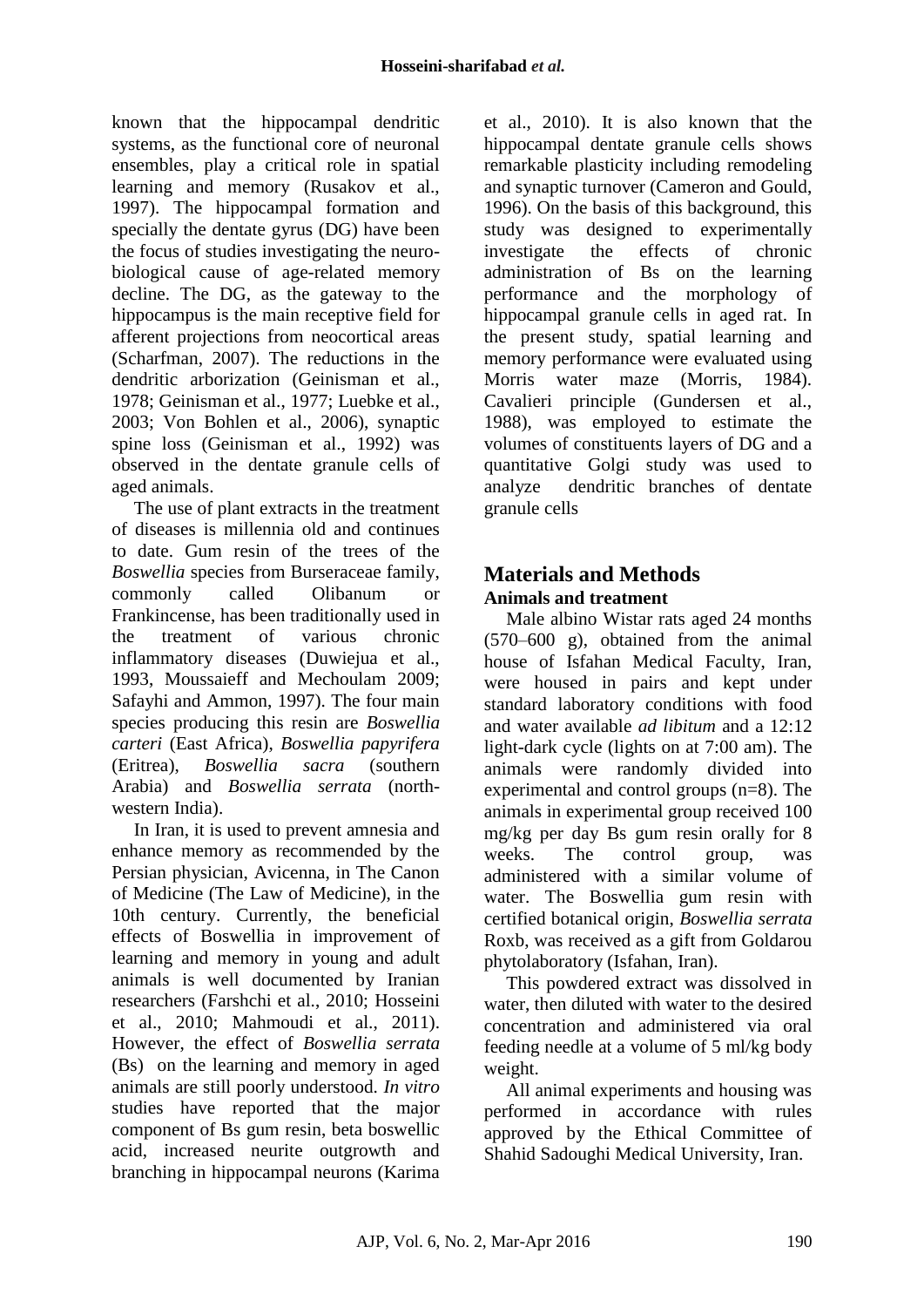known that the hippocampal dendritic systems, as the functional core of neuronal ensembles, play a critical role in spatial learning and memory (Rusakov et al., 1997). The hippocampal formation and specially the dentate gyrus (DG) have been the focus of studies investigating the neuro-biological cause of age-related memory decline. The DG, as the gateway to the hippocampus is the main receptive field for afferent projections from neocortical areas (Scharfman, 2007). The reductions in the dendritic arborization (Geinisman et al., 1978; Geinisman et al., 1977; Luebke et al., 2003; Von Bohlen et al., 2006), synaptic spine loss (Geinisman et al., 1992) was observed in the dentate granule cells of aged animals.

The use of plant extracts in the treatment of diseases is millennia old and continues to date. Gum resin of the trees of the *Boswellia* species from Burseraceae family, commonly called Olibanum or Frankincense, has been traditionally used in the treatment of various chronic inflammatory diseases (Duwiejua et al., 1993, Moussaieff and Mechoulam 2009; Safayhi and Ammon, 1997). The four main species producing this resin are *Boswellia carteri* (East Africa), *Boswellia papyrifera* (Eritrea), *Boswellia sacra* (southern Arabia) and *Boswellia serrata* (north-western India).

In Iran, it is used to prevent amnesia and enhance memory as recommended by the Persian physician, Avicenna, in The Canon of Medicine (The Law of Medicine), in the 10th century. Currently, the beneficial effects of Boswellia in improvement of learning and memory in young and adult animals is well documented by Iranian researchers (Farshchi et al., 2010; Hosseini et al., 2010; Mahmoudi et al., 2011). However, the effect of *Boswellia serrata* (Bs) on the learning and memory in aged animals are still poorly understood. *In vitro* studies have reported that the major component of Bs gum resin, beta boswellic acid, increased neurite outgrowth and branching in hippocampal neurons (Karima et al., 2010). It is also known that the hippocampal dentate granule cells shows remarkable plasticity including remodeling and synaptic turnover (Cameron and Gould, 1996). On the basis of this background, this study was designed to experimentally investigate the effects of chronic administration of Bs on the learning performance and the morphology of hippocampal granule cells in aged rat. In the present study, spatial learning and memory performance were evaluated using Morris water maze (Morris, 1984). Cavalieri principle (Gundersen et al., 1988), was employed to estimate the volumes of constituents layers of DG and a quantitative Golgi study was used to analyze dendritic branches of dentate granule cells

## Materials and Methods

### Animals and treatment

Male albino Wistar rats aged 24 months (570–600 g), obtained from the animal house of Isfahan Medical Faculty, Iran, were housed in pairs and kept under standard laboratory conditions with food and water available *ad libitum* and a 12:12 light-dark cycle (lights on at 7:00 am). The animals were randomly divided into experimental and control groups (n=8). The animals in experimental group received 100 mg/kg per day Bs gum resin orally for 8 weeks. The control group, was administered with a similar volume of water. The Boswellia gum resin with certified botanical origin, *Boswellia serrata* Roxb, was received as a gift from Goldarou phytolaboratory (Isfahan, Iran).

This powdered extract was dissolved in water, then diluted with water to the desired concentration and administered via oral feeding needle at a volume of 5 ml/kg body weight.

All animal experiments and housing was performed in accordance with rules approved by the Ethical Committee of Shahid Sadoughi Medical University, Iran.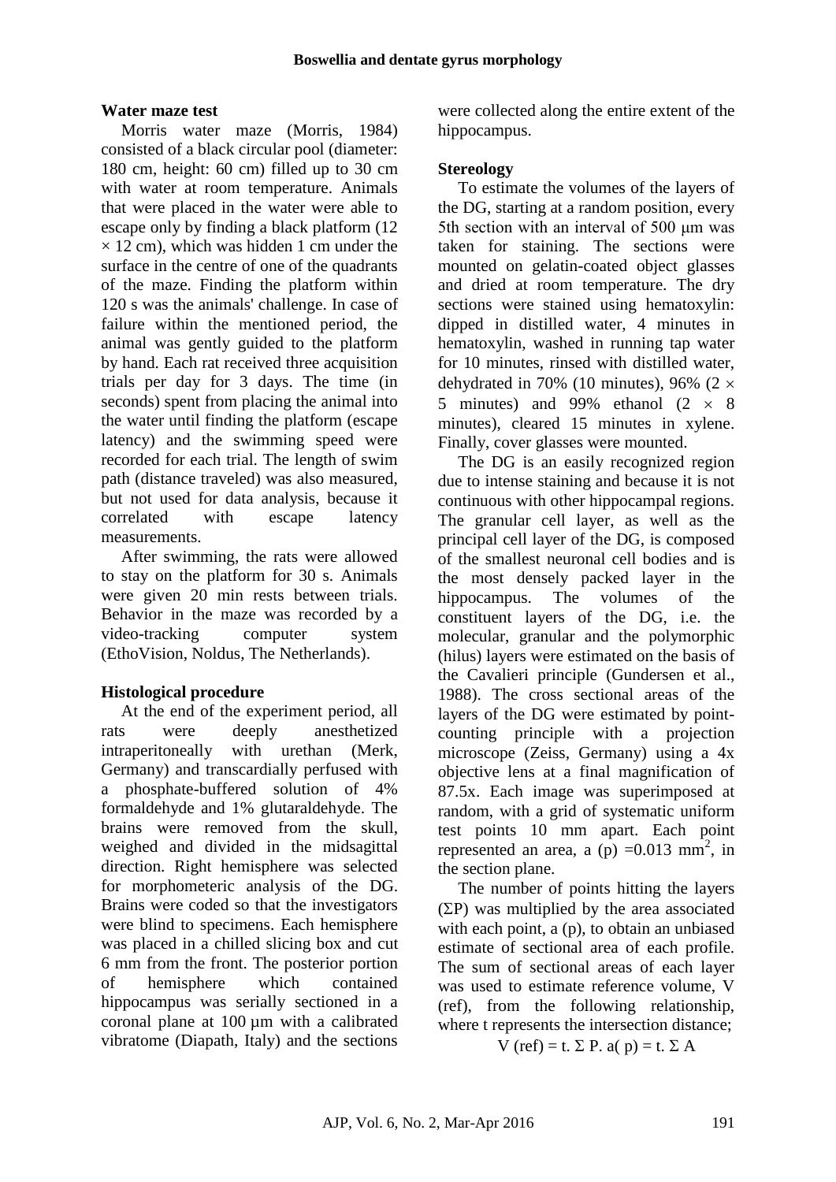### Water maze test

Morris water maze (Morris, 1984) consisted of a black circular pool (diameter: 180 cm, height: 60 cm) filled up to 30 cm with water at room temperature. Animals that were placed in the water were able to escape only by finding a black platform (12 × 12 cm), which was hidden 1 cm under the surface in the centre of one of the quadrants of the maze. Finding the platform within 120 s was the animals' challenge. In case of failure within the mentioned period, the animal was gently guided to the platform by hand. Each rat received three acquisition trials per day for 3 days. The time (in seconds) spent from placing the animal into the water until finding the platform (escape latency) and the swimming speed were recorded for each trial. The length of swim path (distance traveled) was also measured, but not used for data analysis, because it correlated with escape latency measurements.

After swimming, the rats were allowed to stay on the platform for 30 s. Animals were given 20 min rests between trials. Behavior in the maze was recorded by a video-tracking computer system (EthoVision, Noldus, The Netherlands).

### Histological procedure

At the end of the experiment period, all rats were deeply anesthetized intraperitoneally with urethan (Merk, Germany) and transcardially perfused with a phosphate-buffered solution of 4% formaldehyde and 1% glutaraldehyde. The brains were removed from the skull, weighed and divided in the midsagittal direction. Right hemisphere was selected for morphometeric analysis of the DG. Brains were coded so that the investigators were blind to specimens. Each hemisphere was placed in a chilled slicing box and cut 6 mm from the front. The posterior portion of hemisphere which contained hippocampus was serially sectioned in a coronal plane at 100 µm with a calibrated vibratome (Diapath, Italy) and the sections were collected along the entire extent of the hippocampus.

### Stereology

To estimate the volumes of the layers of the DG, starting at a random position, every 5th section with an interval of 500 µm was taken for staining. The sections were mounted on gelatin-coated object glasses and dried at room temperature. The dry sections were stained using hematoxylin: dipped in distilled water, 4 minutes in hematoxylin, washed in running tap water for 10 minutes, rinsed with distilled water, dehydrated in 70% (10 minutes), 96% (2 × 5 minutes) and 99% ethanol (2 × 8 minutes), cleared 15 minutes in xylene. Finally, cover glasses were mounted.

The DG is an easily recognized region due to intense staining and because it is not continuous with other hippocampal regions. The granular cell layer, as well as the principal cell layer of the DG, is composed of the smallest neuronal cell bodies and is the most densely packed layer in the hippocampus. The volumes of the constituent layers of the DG, i.e. the molecular, granular and the polymorphic (hilus) layers were estimated on the basis of the Cavalieri principle (Gundersen et al., 1988). The cross sectional areas of the layers of the DG were estimated by point-counting principle with a projection microscope (Zeiss, Germany) using a 4x objective lens at a final magnification of 87.5x. Each image was superimposed at random, with a grid of systematic uniform test points 10 mm apart. Each point represented an area, a (p) $=0.013$ mm$^2$, in the section plane.

The number of points hitting the layers ($\Sigma$P) was multiplied by the area associated with each point, a (p), to obtain an unbiased estimate of sectional area of each profile. The sum of sectional areas of each layer was used to estimate reference volume, V (ref), from the following relationship, where t represents the intersection distance;

$$V\ (ref) = t.\ \Sigma\ P.\ a(\ p) = t.\ \Sigma\ A$$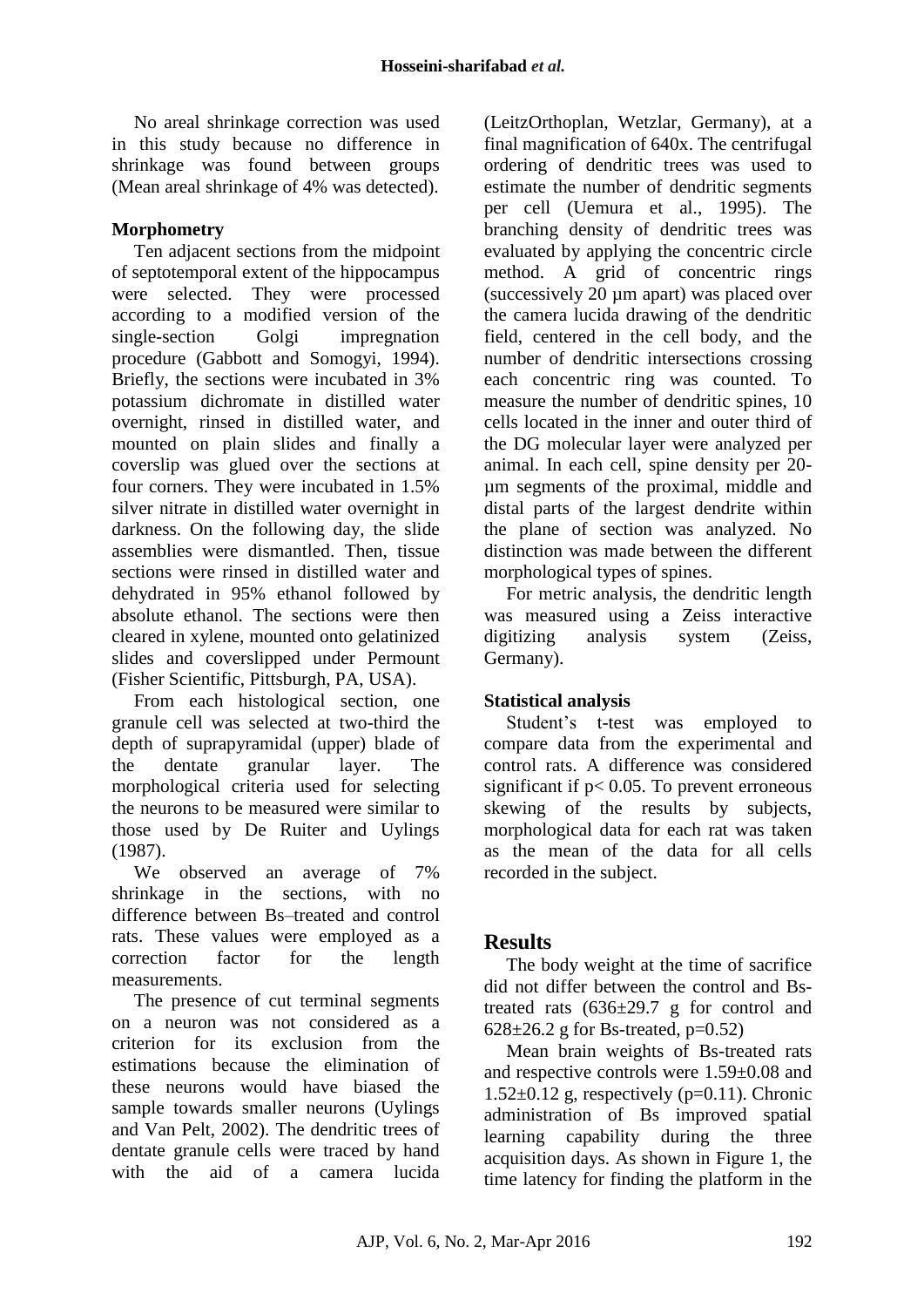No areal shrinkage correction was used in this study because no difference in shrinkage was found between groups (Mean areal shrinkage of 4% was detected).

### Morphometry

Ten adjacent sections from the midpoint of septotemporal extent of the hippocampus were selected. They were processed according to a modified version of the single-section Golgi impregnation procedure (Gabbott and Somogyi, 1994). Briefly, the sections were incubated in 3% potassium dichromate in distilled water overnight, rinsed in distilled water, and mounted on plain slides and finally a coverslip was glued over the sections at four corners. They were incubated in 1.5% silver nitrate in distilled water overnight in darkness. On the following day, the slide assemblies were dismantled. Then, tissue sections were rinsed in distilled water and dehydrated in 95% ethanol followed by absolute ethanol. The sections were then cleared in xylene, mounted onto gelatinized slides and coverslipped under Permount (Fisher Scientific, Pittsburgh, PA, USA).

From each histological section, one granule cell was selected at two-third the depth of suprapyramidal (upper) blade of the dentate granular layer. The morphological criteria used for selecting the neurons to be measured were similar to those used by De Ruiter and Uylings (1987).

We observed an average of 7% shrinkage in the sections, with no difference between Bs–treated and control rats. These values were employed as a correction factor for the length measurements.

The presence of cut terminal segments on a neuron was not considered as a criterion for its exclusion from the estimations because the elimination of these neurons would have biased the sample towards smaller neurons (Uylings and Van Pelt, 2002). The dendritic trees of dentate granule cells were traced by hand with the aid of a camera lucida (LeitzOrthoplan, Wetzlar, Germany), at a final magnification of 640x. The centrifugal ordering of dendritic trees was used to estimate the number of dendritic segments per cell (Uemura et al., 1995). The branching density of dendritic trees was evaluated by applying the concentric circle method. A grid of concentric rings (successively 20 µm apart) was placed over the camera lucida drawing of the dendritic field, centered in the cell body, and the number of dendritic intersections crossing each concentric ring was counted. To measure the number of dendritic spines, 10 cells located in the inner and outer third of the DG molecular layer were analyzed per animal. In each cell, spine density per 20-µm segments of the proximal, middle and distal parts of the largest dendrite within the plane of section was analyzed. No distinction was made between the different morphological types of spines.

For metric analysis, the dendritic length was measured using a Zeiss interactive digitizing analysis system (Zeiss, Germany).

### Statistical analysis

Student's t-test was employed to compare data from the experimental and control rats. A difference was considered significant if $p < 0.05$. To prevent erroneous skewing of the results by subjects, morphological data for each rat was taken as the mean of the data for all cells recorded in the subject.

## Results

The body weight at the time of sacrifice did not differ between the control and Bs-treated rats (636±29.7 g for control and 628±26.2 g for Bs-treated, $p=0.52$)

Mean brain weights of Bs-treated rats and respective controls were 1.59±0.08 and 1.52±0.12 g, respectively ($p=0.11$). Chronic administration of Bs improved spatial learning capability during the three acquisition days. As shown in Figure 1, the time latency for finding the platform in the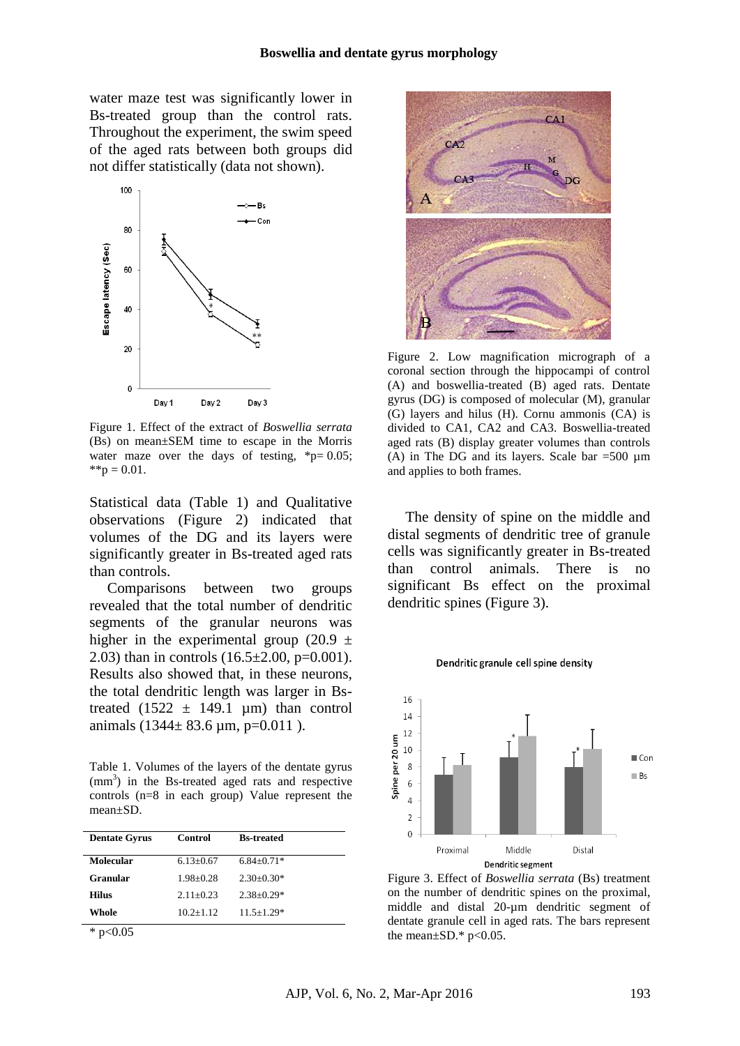water maze test was significantly lower in Bs-treated group than the control rats. Throughout the experiment, the swim speed of the aged rats between both groups did not differ statistically (data not shown).

Figure 1. Effect of the extract of *Boswellia serrata* (Bs) on mean±SEM time to escape in the Morris water maze over the days of testing, $^{*}p = 0.05$; $^{**}p = 0.01$.

Statistical data (Table 1) and Qualitative observations (Figure 2) indicated that volumes of the DG and its layers were significantly greater in Bs-treated aged rats than controls.

Comparisons between two groups revealed that the total number of dendritic segments of the granular neurons was higher in the experimental group (20.9 ± 2.03) than in controls (16.5±2.00, p=0.001). Results also showed that, in these neurons, the total dendritic length was larger in Bs-treated (1522 ± 149.1 µm) than control animals (1344± 83.6 µm, p=0.011 ).

Table 1. Volumes of the layers of the dentate gyrus ($mm^3$) in the Bs-treated aged rats and respective controls (n=8 in each group) Value represent the mean±SD.

| Dentate Gyrus | Control | Bs-treated |
|---|---|---|
| **Molecular** | 6.13±0.67 | 6.84±0.71* |
| **Granular** | 1.98±0.28 | 2.30±0.30* |
| **Hilus** | 2.11±0.23 | 2.38±0.29* |
| **Whole** | 10.2±1.12 | 11.5±1.29* |

\* p<0.05

Figure 2. Low magnification micrograph of a coronal section through the hippocampi of control (A) and boswellia-treated (B) aged rats. Dentate gyrus (DG) is composed of molecular (M), granular (G) layers and hilus (H). Cornu ammonis (CA) is divided to CA1, CA2 and CA3. Boswellia-treated aged rats (B) display greater volumes than controls (A) in The DG and its layers. Scale bar =500 µm and applies to both frames.

The density of spine on the middle and distal segments of dendritic tree of granule cells was significantly greater in Bs-treated than control animals. There is no significant Bs effect on the proximal dendritic spines (Figure 3).

Figure 3. Effect of *Boswellia serrata* (Bs) treatment on the number of dendritic spines on the proximal, middle and distal 20-µm dendritic segment of dentate granule cell in aged rats. The bars represent the mean±SD.* p<0.05.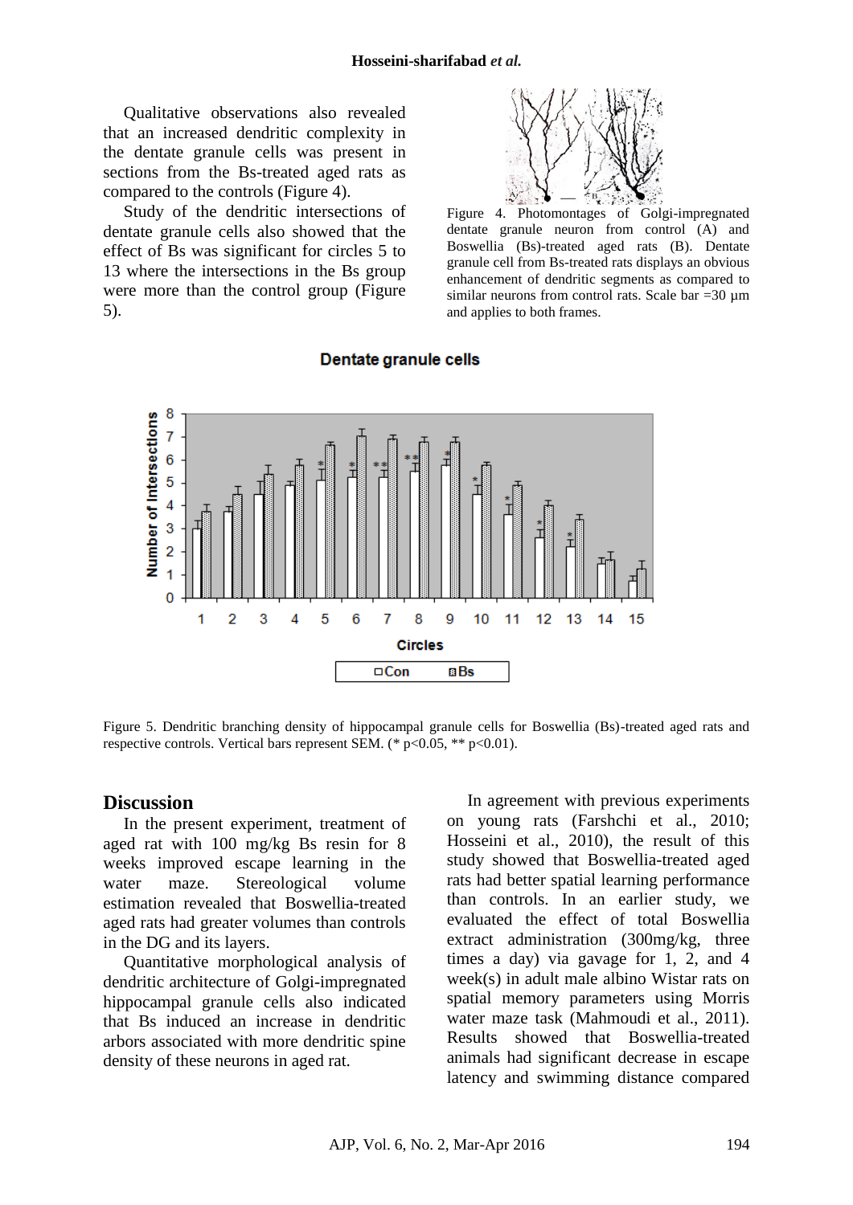Qualitative observations also revealed that an increased dendritic complexity in the dentate granule cells was present in sections from the Bs-treated aged rats as compared to the controls (Figure 4).

Study of the dendritic intersections of dentate granule cells also showed that the effect of Bs was significant for circles 5 to 13 where the intersections in the Bs group were more than the control group (Figure 5).

Figure 4. Photomontages of Golgi-impregnated dentate granule neuron from control (A) and Boswellia (Bs)-treated aged rats (B). Dentate granule cell from Bs-treated rats displays an obvious enhancement of dendritic segments as compared to similar neurons from control rats. Scale bar =30 µm and applies to both frames.

Figure 5. Dendritic branching density of hippocampal granule cells for Boswellia (Bs)-treated aged rats and respective controls. Vertical bars represent SEM. (* p<0.05, ** p<0.01).

## Discussion

In the present experiment, treatment of aged rat with 100 mg/kg Bs resin for 8 weeks improved escape learning in the water maze. Stereological volume estimation revealed that Boswellia-treated aged rats had greater volumes than controls in the DG and its layers.

Quantitative morphological analysis of dendritic architecture of Golgi-impregnated hippocampal granule cells also indicated that Bs induced an increase in dendritic arbors associated with more dendritic spine density of these neurons in aged rat.

In agreement with previous experiments on young rats (Farshchi et al., 2010; Hosseini et al., 2010), the result of this study showed that Boswellia-treated aged rats had better spatial learning performance than controls. In an earlier study, we evaluated the effect of total Boswellia extract administration (300mg/kg, three times a day) via gavage for 1, 2, and 4 week(s) in adult male albino Wistar rats on spatial memory parameters using Morris water maze task (Mahmoudi et al., 2011). Results showed that Boswellia-treated animals had significant decrease in escape latency and swimming distance compared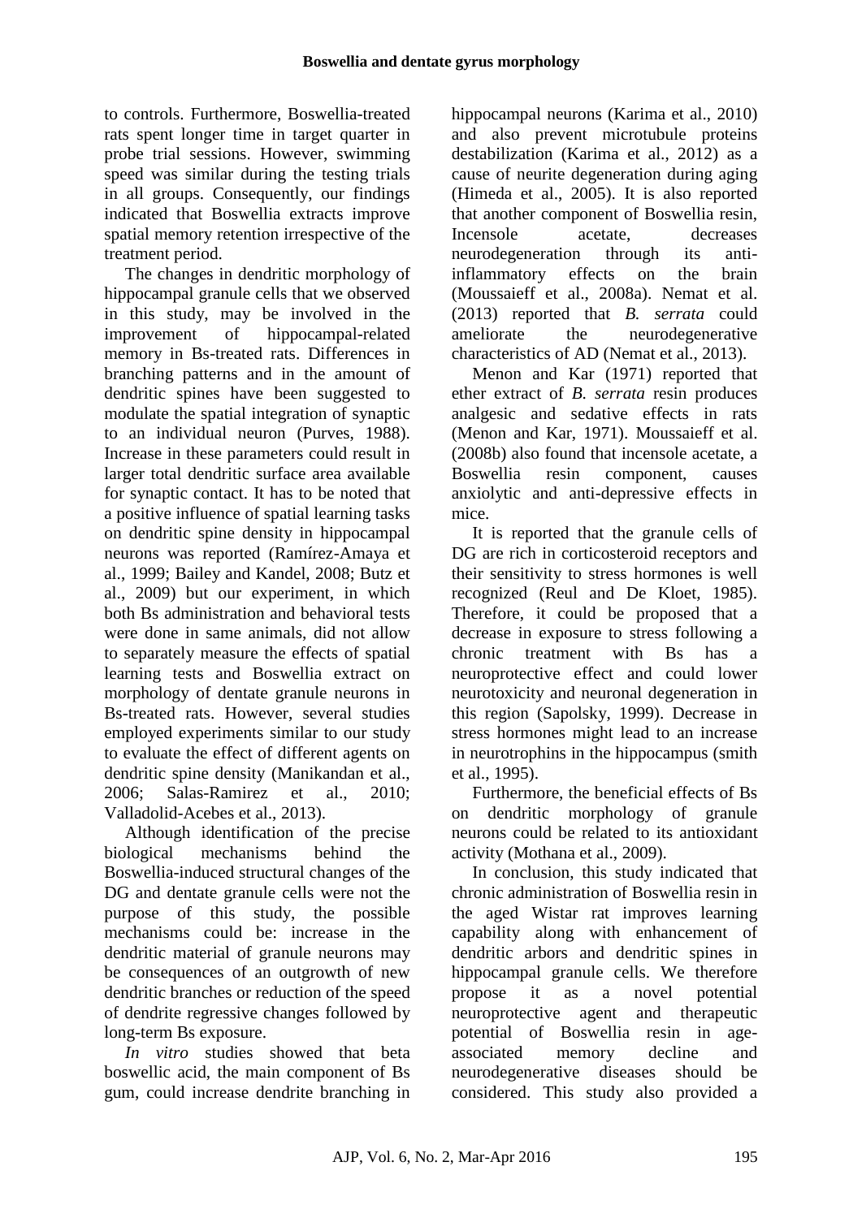to controls. Furthermore, Boswellia-treated rats spent longer time in target quarter in probe trial sessions. However, swimming speed was similar during the testing trials in all groups. Consequently, our findings indicated that Boswellia extracts improve spatial memory retention irrespective of the treatment period.

The changes in dendritic morphology of hippocampal granule cells that we observed in this study, may be involved in the improvement of hippocampal-related memory in Bs-treated rats. Differences in branching patterns and in the amount of dendritic spines have been suggested to modulate the spatial integration of synaptic to an individual neuron (Purves, 1988). Increase in these parameters could result in larger total dendritic surface area available for synaptic contact. It has to be noted that a positive influence of spatial learning tasks on dendritic spine density in hippocampal neurons was reported (Ramírez-Amaya et al., 1999; Bailey and Kandel, 2008; Butz et al., 2009) but our experiment, in which both Bs administration and behavioral tests were done in same animals, did not allow to separately measure the effects of spatial learning tests and Boswellia extract on morphology of dentate granule neurons in Bs-treated rats. However, several studies employed experiments similar to our study to evaluate the effect of different agents on dendritic spine density (Manikandan et al., 2006; Salas-Ramirez et al., 2010; Valladolid-Acebes et al., 2013).

Although identification of the precise biological mechanisms behind the Boswellia-induced structural changes of the DG and dentate granule cells were not the purpose of this study, the possible mechanisms could be: increase in the dendritic material of granule neurons may be consequences of an outgrowth of new dendritic branches or reduction of the speed of dendrite regressive changes followed by long-term Bs exposure.

*In vitro* studies showed that beta boswellic acid, the main component of Bs gum, could increase dendrite branching in hippocampal neurons (Karima et al., 2010) and also prevent microtubule proteins destabilization (Karima et al., 2012) as a cause of neurite degeneration during aging (Himeda et al., 2005). It is also reported that another component of Boswellia resin, Incensole acetate, decreases neurodegeneration through its anti-inflammatory effects on the brain (Moussaieff et al., 2008a). Nemat et al. (2013) reported that *B. serrata* could ameliorate the neurodegenerative characteristics of AD (Nemat et al., 2013).

Menon and Kar (1971) reported that ether extract of *B. serrata* resin produces analgesic and sedative effects in rats (Menon and Kar, 1971). Moussaieff et al. (2008b) also found that incensole acetate, a Boswellia resin component, causes anxiolytic and anti-depressive effects in mice.

It is reported that the granule cells of DG are rich in corticosteroid receptors and their sensitivity to stress hormones is well recognized (Reul and De Kloet, 1985). Therefore, it could be proposed that a decrease in exposure to stress following a chronic treatment with Bs has a neuroprotective effect and could lower neurotoxicity and neuronal degeneration in this region (Sapolsky, 1999). Decrease in stress hormones might lead to an increase in neurotrophins in the hippocampus (smith et al., 1995).

Furthermore, the beneficial effects of Bs on dendritic morphology of granule neurons could be related to its antioxidant activity (Mothana et al., 2009).

In conclusion, this study indicated that chronic administration of Boswellia resin in the aged Wistar rat improves learning capability along with enhancement of dendritic arbors and dendritic spines in hippocampal granule cells. We therefore propose it as a novel potential neuroprotective agent and therapeutic potential of Boswellia resin in age-associated memory decline and neurodegenerative diseases should be considered. This study also provided a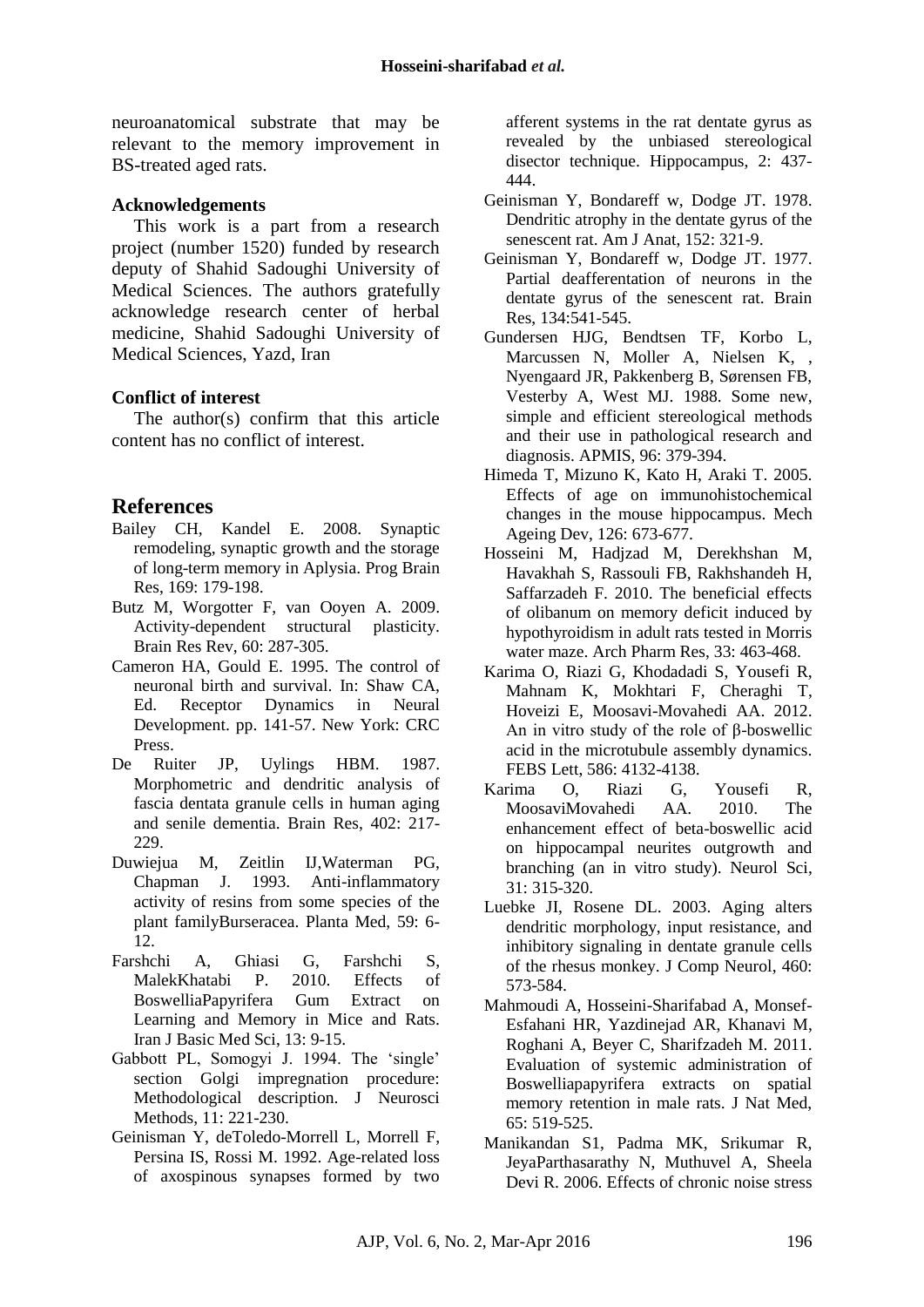neuroanatomical substrate that may be relevant to the memory improvement in BS-treated aged rats.

### Acknowledgements

This work is a part from a research project (number 1520) funded by research deputy of Shahid Sadoughi University of Medical Sciences. The authors gratefully acknowledge research center of herbal medicine, Shahid Sadoughi University of Medical Sciences, Yazd, Iran

### Conflict of interest

The author(s) confirm that this article content has no conflict of interest.

## References

Bailey CH, Kandel E. 2008. Synaptic remodeling, synaptic growth and the storage of long-term memory in Aplysia. Prog Brain Res, 169: 179-198.

Butz M, Worgotter F, van Ooyen A. 2009. Activity-dependent structural plasticity. Brain Res Rev, 60: 287-305.

Cameron HA, Gould E. 1995. The control of neuronal birth and survival. In: Shaw CA, Ed. Receptor Dynamics in Neural Development. pp. 141-57. New York: CRC Press.

De Ruiter JP, Uylings HBM. 1987. Morphometric and dendritic analysis of fascia dentata granule cells in human aging and senile dementia. Brain Res, 402: 217-229.

Duwiejua M, Zeitlin IJ,Waterman PG, Chapman J. 1993. Anti-inflammatory activity of resins from some species of the plant familyBurseracea. Planta Med, 59: 6-12.

Farshchi A, Ghiasi G, Farshchi S, MalekKhatabi P. 2010. Effects of BoswelliaPapyrifera Gum Extract on Learning and Memory in Mice and Rats. Iran J Basic Med Sci, 13: 9-15.

Gabbott PL, Somogyi J. 1994. The 'single' section Golgi impregnation procedure: Methodological description. J Neurosci Methods, 11: 221-230.

Geinisman Y, deToledo-Morrell L, Morrell F, Persina IS, Rossi M. 1992. Age-related loss of axospinous synapses formed by two afferent systems in the rat dentate gyrus as revealed by the unbiased stereological disector technique. Hippocampus, 2: 437-444.

Geinisman Y, Bondareff w, Dodge JT. 1978. Dendritic atrophy in the dentate gyrus of the senescent rat. Am J Anat, 152: 321-9.

Geinisman Y, Bondareff w, Dodge JT. 1977. Partial deafferentation of neurons in the dentate gyrus of the senescent rat. Brain Res, 134:541-545.

Gundersen HJG, Bendtsen TF, Korbo L, Marcussen N, Moller A, Nielsen K, , Nyengaard JR, Pakkenberg B, Sørensen FB, Vesterby A, West MJ. 1988. Some new, simple and efficient stereological methods and their use in pathological research and diagnosis. APMIS, 96: 379-394.

Himeda T, Mizuno K, Kato H, Araki T. 2005. Effects of age on immunohistochemical changes in the mouse hippocampus. Mech Ageing Dev, 126: 673-677.

Hosseini M, Hadjzad M, Derekhshan M, Havakhah S, Rassouli FB, Rakhshandeh H, Saffarzadeh F. 2010. The beneficial effects of olibanum on memory deficit induced by hypothyroidism in adult rats tested in Morris water maze. Arch Pharm Res, 33: 463-468.

Karima O, Riazi G, Khodadadi S, Yousefi R, Mahnam K, Mokhtari F, Cheraghi T, Hoveizi E, Moosavi-Movahedi AA. 2012. An in vitro study of the role of β-boswellic acid in the microtubule assembly dynamics. FEBS Lett, 586: 4132-4138.

Karima O, Riazi G, Yousefi R, MoosaviMovahedi AA. 2010. The enhancement effect of beta-boswellic acid on hippocampal neurites outgrowth and branching (an in vitro study). Neurol Sci, 31: 315-320.

Luebke JI, Rosene DL. 2003. Aging alters dendritic morphology, input resistance, and inhibitory signaling in dentate granule cells of the rhesus monkey. J Comp Neurol, 460: 573-584.

Mahmoudi A, Hosseini-Sharifabad A, Monsef-Esfahani HR, Yazdinejad AR, Khanavi M, Roghani A, Beyer C, Sharifzadeh M. 2011. Evaluation of systemic administration of Boswelliapapyrifera extracts on spatial memory retention in male rats. J Nat Med, 65: 519-525.

Manikandan S1, Padma MK, Srikumar R, JeyaParthasarathy N, Muthuvel A, Sheela Devi R. 2006. Effects of chronic noise stress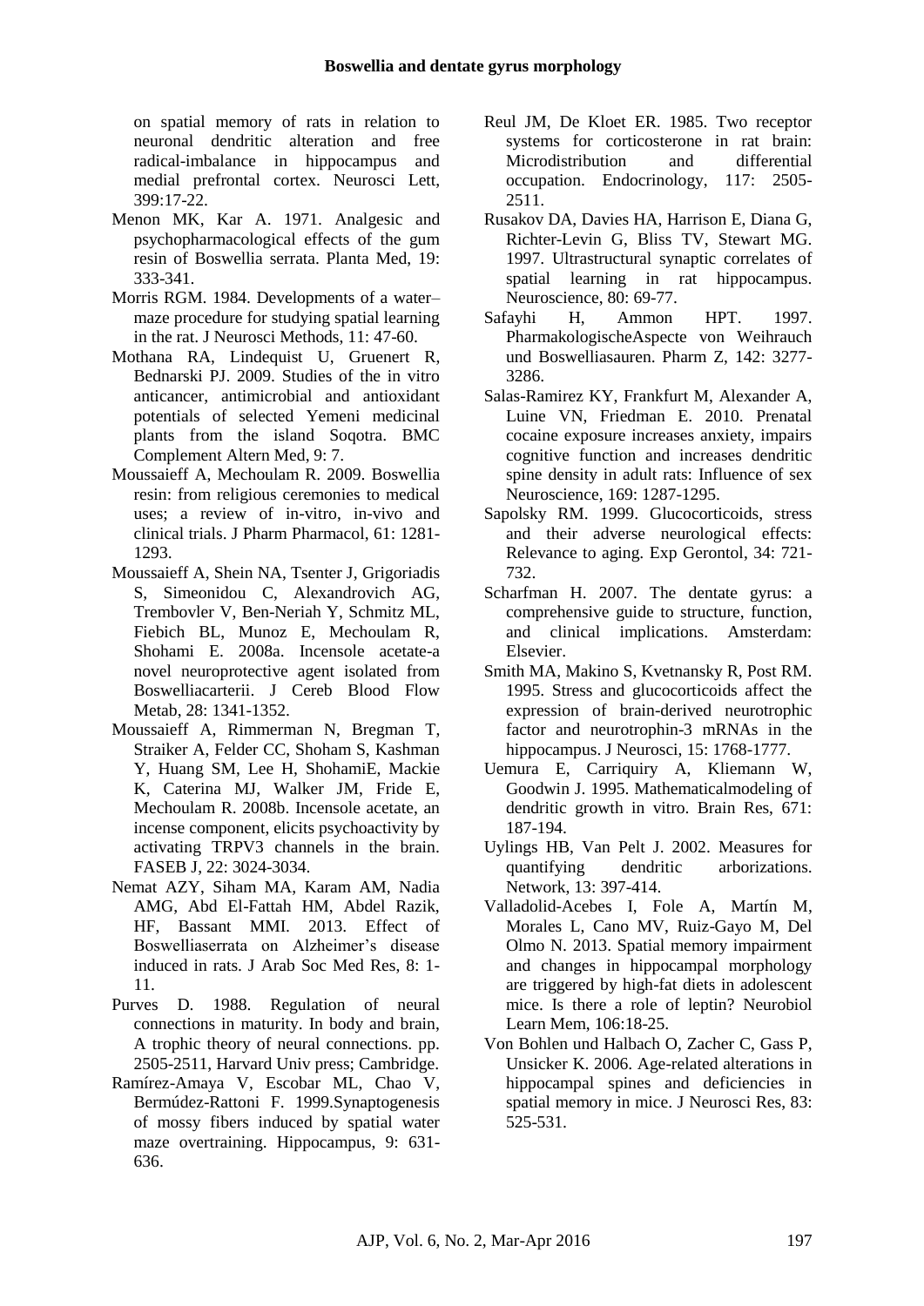on spatial memory of rats in relation to neuronal dendritic alteration and free radical-imbalance in hippocampus and medial prefrontal cortex. Neurosci Lett, 399:17-22.

Menon MK, Kar A. 1971. Analgesic and psychopharmacological effects of the gum resin of Boswellia serrata. Planta Med, 19: 333-341.

Morris RGM. 1984. Developments of a water–maze procedure for studying spatial learning in the rat. J Neurosci Methods, 11: 47-60.

Mothana RA, Lindequist U, Gruenert R, Bednarski PJ. 2009. Studies of the in vitro anticancer, antimicrobial and antioxidant potentials of selected Yemeni medicinal plants from the island Soqotra. BMC Complement Altern Med, 9: 7.

Moussaieff A, Mechoulam R. 2009. Boswellia resin: from religious ceremonies to medical uses; a review of in-vitro, in-vivo and clinical trials. J Pharm Pharmacol, 61: 1281-1293.

Moussaieff A, Shein NA, Tsenter J, Grigoriadis S, Simeonidou C, Alexandrovich AG, Trembovler V, Ben-Neriah Y, Schmitz ML, Fiebich BL, Munoz E, Mechoulam R, Shohami E. 2008a. Incensole acetate-a novel neuroprotective agent isolated from Boswelliacarterii. J Cereb Blood Flow Metab, 28: 1341-1352.

Moussaieff A, Rimmerman N, Bregman T, Straiker A, Felder CC, Shoham S, Kashman Y, Huang SM, Lee H, ShohamiE, Mackie K, Caterina MJ, Walker JM, Fride E, Mechoulam R. 2008b. Incensole acetate, an incense component, elicits psychoactivity by activating TRPV3 channels in the brain. FASEB J, 22: 3024-3034.

Nemat AZY, Siham MA, Karam AM, Nadia AMG, Abd El-Fattah HM, Abdel Razik, HF, Bassant MMI. 2013. Effect of Boswelliaserrata on Alzheimer's disease induced in rats. J Arab Soc Med Res, 8: 1-11.

Purves D. 1988. Regulation of neural connections in maturity. In body and brain, A trophic theory of neural connections. pp. 2505-2511, Harvard Univ press; Cambridge.

Ramírez-Amaya V, Escobar ML, Chao V, Bermúdez-Rattoni F. 1999.Synaptogenesis of mossy fibers induced by spatial water maze overtraining. Hippocampus, 9: 631-636.

Reul JM, De Kloet ER. 1985. Two receptor systems for corticosterone in rat brain: Microdistribution and differential occupation. Endocrinology, 117: 2505-2511.

Rusakov DA, Davies HA, Harrison E, Diana G, Richter-Levin G, Bliss TV, Stewart MG. 1997. Ultrastructural synaptic correlates of spatial learning in rat hippocampus. Neuroscience, 80: 69-77.

Safayhi H, Ammon HPT. 1997. PharmakologischeAspecte von Weihrauch und Boswelliasauren. Pharm Z, 142: 3277-3286.

Salas-Ramirez KY, Frankfurt M, Alexander A, Luine VN, Friedman E. 2010. Prenatal cocaine exposure increases anxiety, impairs cognitive function and increases dendritic spine density in adult rats: Influence of sex Neuroscience, 169: 1287-1295.

Sapolsky RM. 1999. Glucocorticoids, stress and their adverse neurological effects: Relevance to aging. Exp Gerontol, 34: 721-732.

Scharfman H. 2007. The dentate gyrus: a comprehensive guide to structure, function, and clinical implications. Amsterdam: Elsevier.

Smith MA, Makino S, Kvetnansky R, Post RM. 1995. Stress and glucocorticoids affect the expression of brain-derived neurotrophic factor and neurotrophin-3 mRNAs in the hippocampus. J Neurosci, 15: 1768-1777.

Uemura E, Carriquiry A, Kliemann W, Goodwin J. 1995. Mathematicalmodeling of dendritic growth in vitro. Brain Res, 671: 187-194.

Uylings HB, Van Pelt J. 2002. Measures for quantifying dendritic arborizations. Network, 13: 397-414.

Valladolid-Acebes I, Fole A, Martín M, Morales L, Cano MV, Ruiz-Gayo M, Del Olmo N. 2013. Spatial memory impairment and changes in hippocampal morphology are triggered by high-fat diets in adolescent mice. Is there a role of leptin? Neurobiol Learn Mem, 106:18-25.

Von Bohlen und Halbach O, Zacher C, Gass P, Unsicker K. 2006. Age-related alterations in hippocampal spines and deficiencies in spatial memory in mice. J Neurosci Res, 83: 525-531.